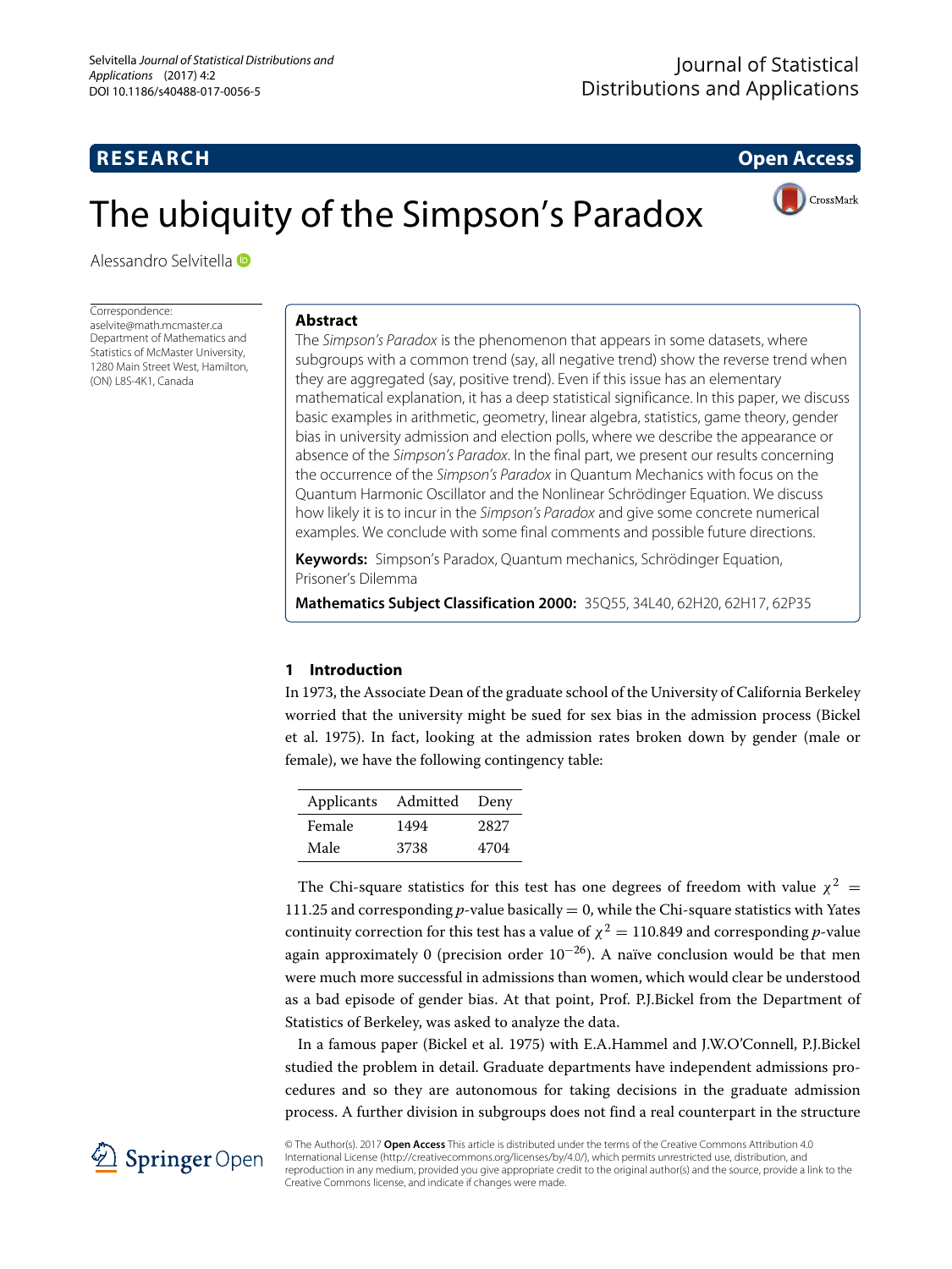**RESEARCH** **Open Access**

# The ubiquity of the Simpson's Paradox

Alessandro Selvitella

Correspondence: aselvite@math.mcmaster.ca
Department of Mathematics and Statistics of McMaster University, 1280 Main Street West, Hamilton, (ON) L8S-4K1, Canada

## Abstract

The *Simpson's Paradox* is the phenomenon that appears in some datasets, where subgroups with a common trend (say, all negative trend) show the reverse trend when they are aggregated (say, positive trend). Even if this issue has an elementary mathematical explanation, it has a deep statistical significance. In this paper, we discuss basic examples in arithmetic, geometry, linear algebra, statistics, game theory, gender bias in university admission and election polls, where we describe the appearance or absence of the *Simpson's Paradox*. In the final part, we present our results concerning the occurrence of the *Simpson's Paradox* in Quantum Mechanics with focus on the Quantum Harmonic Oscillator and the Nonlinear Schrödinger Equation. We discuss how likely it is to incur in the *Simpson's Paradox* and give some concrete numerical examples. We conclude with some final comments and possible future directions.

**Keywords:** Simpson's Paradox, Quantum mechanics, Schrödinger Equation, Prisoner's Dilemma

**Mathematics Subject Classification 2000:** 35Q55, 34L40, 62H20, 62H17, 62P35

## 1 Introduction

In 1973, the Associate Dean of the graduate school of the University of California Berkeley worried that the university might be sued for sex bias in the admission process (Bickel et al. 1975). In fact, looking at the admission rates broken down by gender (male or female), we have the following contingency table:

| Applicants | Admitted | Deny |
|---|---|---|
| Female | 1494 | 2827 |
| Male | 3738 | 4704 |

The Chi-square statistics for this test has one degrees of freedom with value $\chi^2 = 111.25$ and corresponding $p$-value basically $= 0$, while the Chi-square statistics with Yates continuity correction for this test has a value of $\chi^2 = 110.849$ and corresponding $p$-value again approximately 0 (precision order $10^{-26}$). A naïve conclusion would be that men were much more successful in admissions than women, which would clear be understood as a bad episode of gender bias. At that point, Prof. P.J.Bickel from the Department of Statistics of Berkeley, was asked to analyze the data.

In a famous paper (Bickel et al. 1975) with E.A.Hammel and J.W.O'Connell, P.J.Bickel studied the problem in detail. Graduate departments have independent admissions procedures and so they are autonomous for taking decisions in the graduate admission process. A further division in subgroups does not find a real counterpart in the structure

© The Author(s). 2017 **Open Access** This article is distributed under the terms of the Creative Commons Attribution 4.0 International License (http://creativecommons.org/licenses/by/4.0/), which permits unrestricted use, distribution, and reproduction in any medium, provided you give appropriate credit to the original author(s) and the source, provide a link to the Creative Commons license, and indicate if changes were made.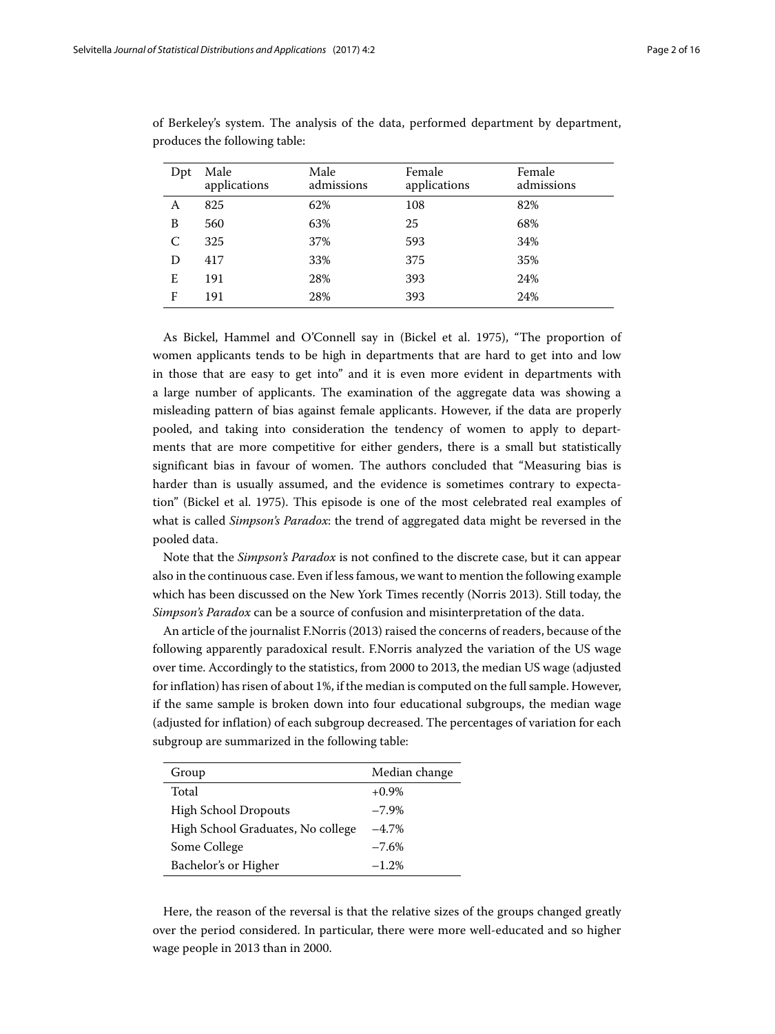of Berkeley's system. The analysis of the data, performed department by department, produces the following table:

| Dpt | Male applications | Male admissions | Female applications | Female admissions |
|---|---|---|---|---|
| A | 825 | 62% | 108 | 82% |
| B | 560 | 63% | 25 | 68% |
| C | 325 | 37% | 593 | 34% |
| D | 417 | 33% | 375 | 35% |
| E | 191 | 28% | 393 | 24% |
| F | 191 | 28% | 393 | 24% |

As Bickel, Hammel and O'Connell say in (Bickel et al. 1975), "The proportion of women applicants tends to be high in departments that are hard to get into and low in those that are easy to get into" and it is even more evident in departments with a large number of applicants. The examination of the aggregate data was showing a misleading pattern of bias against female applicants. However, if the data are properly pooled, and taking into consideration the tendency of women to apply to departments that are more competitive for either genders, there is a small but statistically significant bias in favour of women. The authors concluded that "Measuring bias is harder than is usually assumed, and the evidence is sometimes contrary to expectation" (Bickel et al. 1975). This episode is one of the most celebrated real examples of what is called *Simpson's Paradox*: the trend of aggregated data might be reversed in the pooled data.

Note that the *Simpson's Paradox* is not confined to the discrete case, but it can appear also in the continuous case. Even if less famous, we want to mention the following example which has been discussed on the New York Times recently (Norris 2013). Still today, the *Simpson's Paradox* can be a source of confusion and misinterpretation of the data.

An article of the journalist F.Norris (2013) raised the concerns of readers, because of the following apparently paradoxical result. F.Norris analyzed the variation of the US wage over time. Accordingly to the statistics, from 2000 to 2013, the median US wage (adjusted for inflation) has risen of about 1%, if the median is computed on the full sample. However, if the same sample is broken down into four educational subgroups, the median wage (adjusted for inflation) of each subgroup decreased. The percentages of variation for each subgroup are summarized in the following table:

| Group | Median change |
|---|---|
| Total | +0.9% |
| High School Dropouts | −7.9% |
| High School Graduates, No college | −4.7% |
| Some College | −7.6% |
| Bachelor's or Higher | −1.2% |

Here, the reason of the reversal is that the relative sizes of the groups changed greatly over the period considered. In particular, there were more well-educated and so higher wage people in 2013 than in 2000.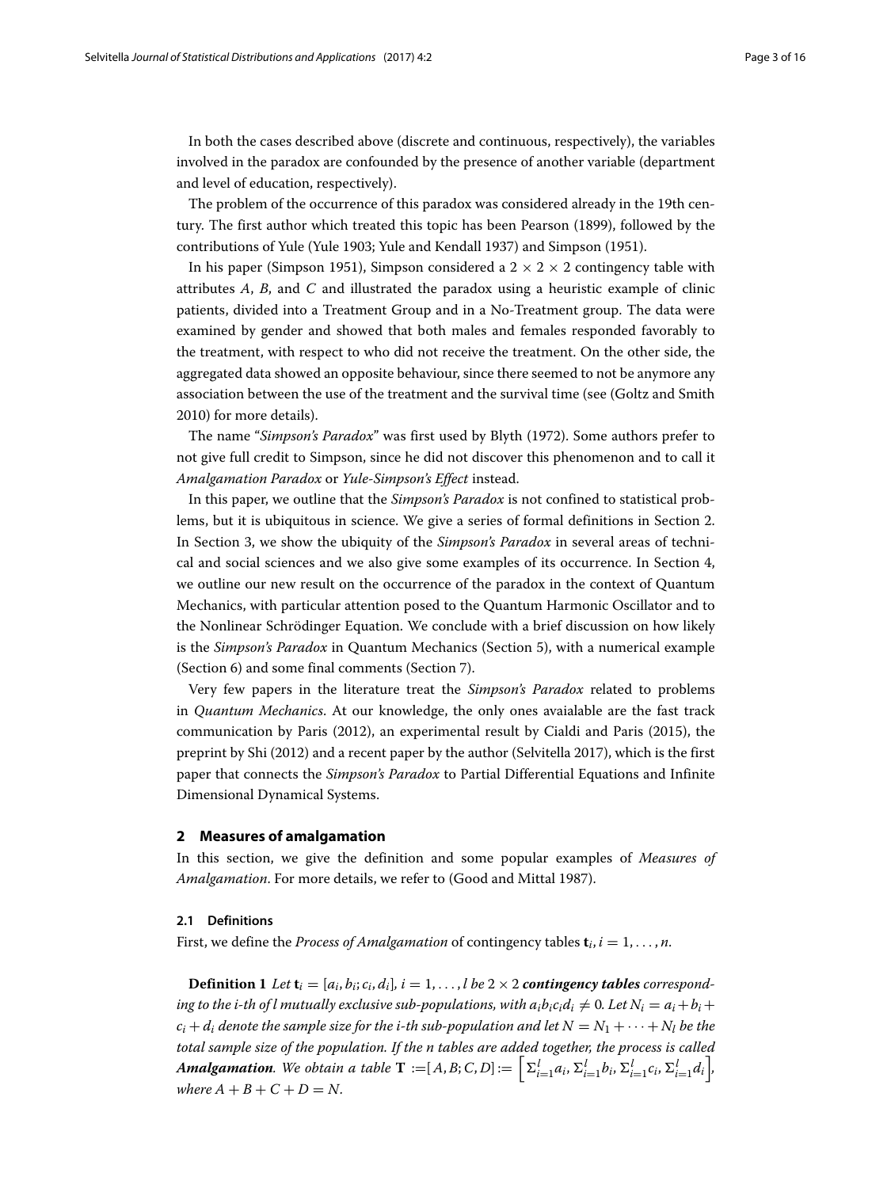In both the cases described above (discrete and continuous, respectively), the variables involved in the paradox are confounded by the presence of another variable (department and level of education, respectively).

The problem of the occurrence of this paradox was considered already in the 19th century. The first author which treated this topic has been Pearson (1899), followed by the contributions of Yule (Yule 1903; Yule and Kendall 1937) and Simpson (1951).

In his paper (Simpson 1951), Simpson considered a $2 \times 2 \times 2$ contingency table with attributes $A$, $B$, and $C$ and illustrated the paradox using a heuristic example of clinic patients, divided into a Treatment Group and in a No-Treatment group. The data were examined by gender and showed that both males and females responded favorably to the treatment, with respect to who did not receive the treatment. On the other side, the aggregated data showed an opposite behaviour, since there seemed to not be anymore any association between the use of the treatment and the survival time (see (Goltz and Smith 2010) for more details).

The name "*Simpson's Paradox*" was first used by Blyth (1972). Some authors prefer to not give full credit to Simpson, since he did not discover this phenomenon and to call it *Amalgamation Paradox* or *Yule-Simpson's Effect* instead.

In this paper, we outline that the *Simpson's Paradox* is not confined to statistical problems, but it is ubiquitous in science. We give a series of formal definitions in Section 2. In Section 3, we show the ubiquity of the *Simpson's Paradox* in several areas of technical and social sciences and we also give some examples of its occurrence. In Section 4, we outline our new result on the occurrence of the paradox in the context of Quantum Mechanics, with particular attention posed to the Quantum Harmonic Oscillator and to the Nonlinear Schrödinger Equation. We conclude with a brief discussion on how likely is the *Simpson's Paradox* in Quantum Mechanics (Section 5), with a numerical example (Section 6) and some final comments (Section 7).

Very few papers in the literature treat the *Simpson's Paradox* related to problems in *Quantum Mechanics*. At our knowledge, the only ones avaialable are the fast track communication by Paris (2012), an experimental result by Cialdi and Paris (2015), the preprint by Shi (2012) and a recent paper by the author (Selvitella 2017), which is the first paper that connects the *Simpson's Paradox* to Partial Differential Equations and Infinite Dimensional Dynamical Systems.

## 2 Measures of amalgamation

In this section, we give the definition and some popular examples of *Measures of Amalgamation*. For more details, we refer to (Good and Mittal 1987).

### 2.1 Definitions

First, we define the *Process of Amalgamation* of contingency tables $\mathbf{t}_i, i = 1, \ldots, n$.

**Definition 1** *Let $\mathbf{t}_i = [a_i, b_i; c_i, d_i]$, $i = 1, \ldots, l$ be $2 \times 2$ **contingency tables** corresponding to the i-th of l mutually exclusive sub-populations, with $a_i b_i c_i d_i \neq 0$. Let $N_i = a_i + b_i + c_i + d_i$ denote the sample size for the i-th sub-population and let $N = N_1 + \cdots + N_l$ be the total sample size of the population. If the n tables are added together, the process is called **Amalgamation**. We obtain a table $\mathbf{T} := [A, B; C, D] := \left[ \Sigma_{i=1}^{l} a_i, \Sigma_{i=1}^{l} b_i, \Sigma_{i=1}^{l} c_i, \Sigma_{i=1}^{l} d_i \right]$, where $A + B + C + D = N$.*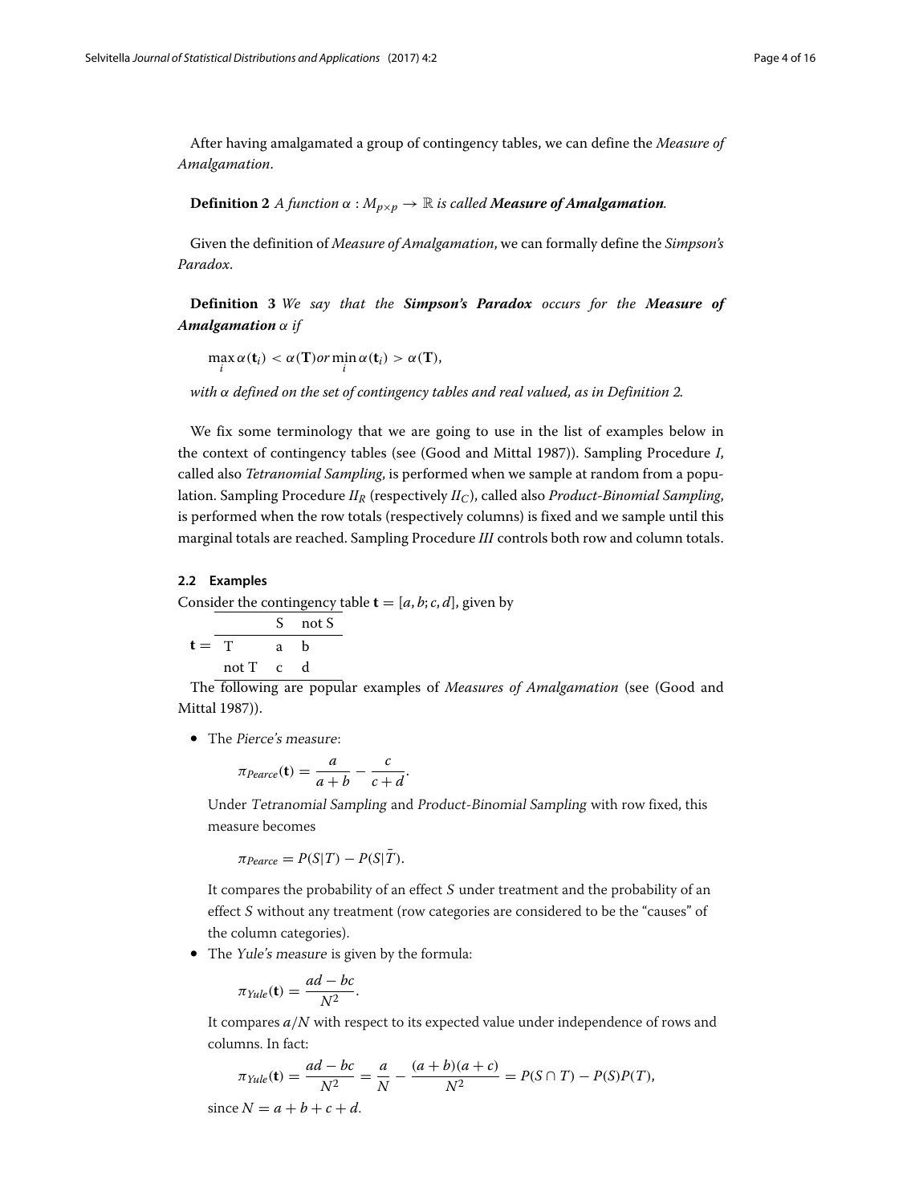After having amalgamated a group of contingency tables, we can define the *Measure of Amalgamation*.

**Definition 2** *A function $\alpha : M_{p\times p} \to \mathbb{R}$ is called* ***Measure of Amalgamation****.*

Given the definition of *Measure of Amalgamation*, we can formally define the *Simpson's Paradox*.

**Definition 3** *We say that the* ***Simpson's Paradox*** *occurs for the* ***Measure of Amalgamation*** *$\alpha$ if*

$$\max_i \alpha(\mathbf{t}_i) < \alpha(\mathbf{T}) \text{or} \min_i \alpha(\mathbf{t}_i) > \alpha(\mathbf{T}),$$

*with $\alpha$ defined on the set of contingency tables and real valued, as in Definition 2.*

We fix some terminology that we are going to use in the list of examples below in the context of contingency tables (see (Good and Mittal 1987)). Sampling Procedure *I*, called also *Tetranomial Sampling*, is performed when we sample at random from a population. Sampling Procedure $II_R$ (respectively $II_C$), called also *Product-Binomial Sampling*, is performed when the row totals (respectively columns) is fixed and we sample until this marginal totals are reached. Sampling Procedure *III* controls both row and column totals.

### 2.2 Examples

Consider the contingency table $\mathbf{t} = [a, b; c, d]$, given by

$\mathbf{t} =$

| | S | not S |
|---|---|---|
| T | a | b |
| not T | c | d |

The following are popular examples of *Measures of Amalgamation* (see (Good and Mittal 1987)).

- The *Pierce's measure*:

  $$\pi_{Pearce}(\mathbf{t}) = \frac{a}{a+b} - \frac{c}{c+d}.$$

  Under *Tetranomial Sampling* and *Product-Binomial Sampling* with row fixed, this measure becomes

  $$\pi_{Pearce} = P(S|T) - P(S|\bar{T}).$$

  It compares the probability of an effect $S$ under treatment and the probability of an effect $S$ without any treatment (row categories are considered to be the "causes" of the column categories).

- The *Yule's measure* is given by the formula:

  $$\pi_{Yule}(\mathbf{t}) = \frac{ad - bc}{N^2}.$$

  It compares $a/N$ with respect to its expected value under independence of rows and columns. In fact:

  $$\pi_{Yule}(\mathbf{t}) = \frac{ad - bc}{N^2} = \frac{a}{N} - \frac{(a+b)(a+c)}{N^2} = P(S \cap T) - P(S)P(T),$$

  since $N = a + b + c + d$.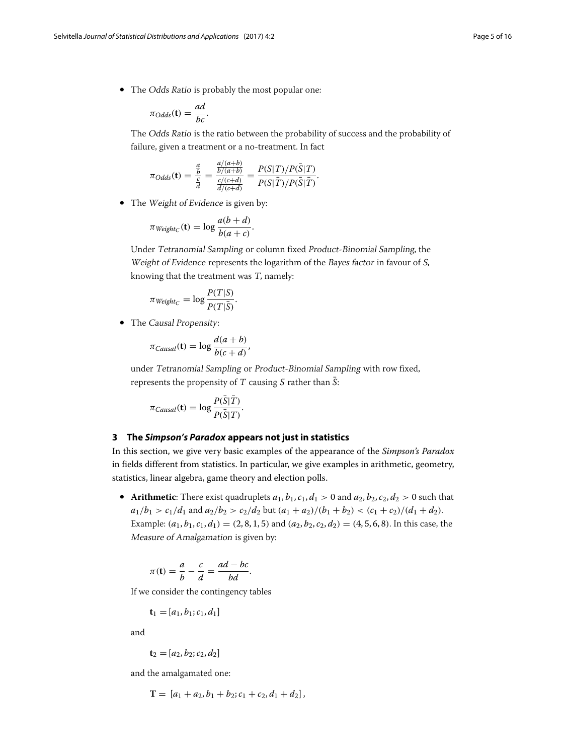- The *Odds Ratio* is probably the most popular one:

  $$\pi_{Odds}(\mathbf{t}) = \frac{ad}{bc}.$$

  The *Odds Ratio* is the ratio between the probability of success and the probability of failure, given a treatment or a no-treatment. In fact

  $$\pi_{Odds}(\mathbf{t}) = \frac{\frac{a}{b}}{\frac{c}{d}} = \frac{\frac{a/(a+b)}{b/(a+b)}}{\frac{c/(c+d)}{d/(c+d)}} = \frac{P(S|T)/P(\bar{S}|T)}{P(S|\bar{T})/P(\bar{S}|\bar{T})}.$$

- The *Weight of Evidence* is given by:

  $$\pi_{Weight_C}(\mathbf{t}) = \log\frac{a(b+d)}{b(a+c)}.$$

  Under *Tetranomial Sampling* or column fixed *Product-Binomial Sampling*, the *Weight of Evidence* represents the logarithm of the *Bayes factor* in favour of *S*, knowing that the treatment was *T*, namely:

  $$\pi_{Weight_C} = \log\frac{P(T|S)}{P(T|\bar{S})}.$$

- The *Causal Propensity*:

  $$\pi_{Causal}(\mathbf{t}) = \log\frac{d(a+b)}{b(c+d)},$$

  under *Tetranomial Sampling* or *Product-Binomial Sampling* with row fixed, represents the propensity of $T$ causing $S$ rather than $\bar{S}$:

  $$\pi_{Causal}(\mathbf{t}) = \log\frac{P(\bar{S}|\bar{T})}{P(\bar{S}|T)}.$$

## 3 The *Simpson's Paradox* appears not just in statistics

In this section, we give very basic examples of the appearance of the *Simpson's Paradox* in fields different from statistics. In particular, we give examples in arithmetic, geometry, statistics, linear algebra, game theory and election polls.

- **Arithmetic**: There exist quadruplets $a_1, b_1, c_1, d_1 > 0$ and $a_2, b_2, c_2, d_2 > 0$ such that $a_1/b_1 > c_1/d_1$ and $a_2/b_2 > c_2/d_2$ but $(a_1+a_2)/(b_1+b_2) < (c_1+c_2)/(d_1+d_2)$. Example: $(a_1, b_1, c_1, d_1) = (2, 8, 1, 5)$ and $(a_2, b_2, c_2, d_2) = (4, 5, 6, 8)$. In this case, the *Measure of Amalgamation* is given by:

  $$\pi(\mathbf{t}) = \frac{a}{b} - \frac{c}{d} = \frac{ad - bc}{bd}.$$

  If we consider the contingency tables

  $$\mathbf{t}_1 = [a_1, b_1; c_1, d_1]$$

  and

  $$\mathbf{t}_2 = [a_2, b_2; c_2, d_2]$$

  and the amalgamated one:

  $$\mathbf{T} = [a_1 + a_2, b_1 + b_2; c_1 + c_2, d_1 + d_2],$$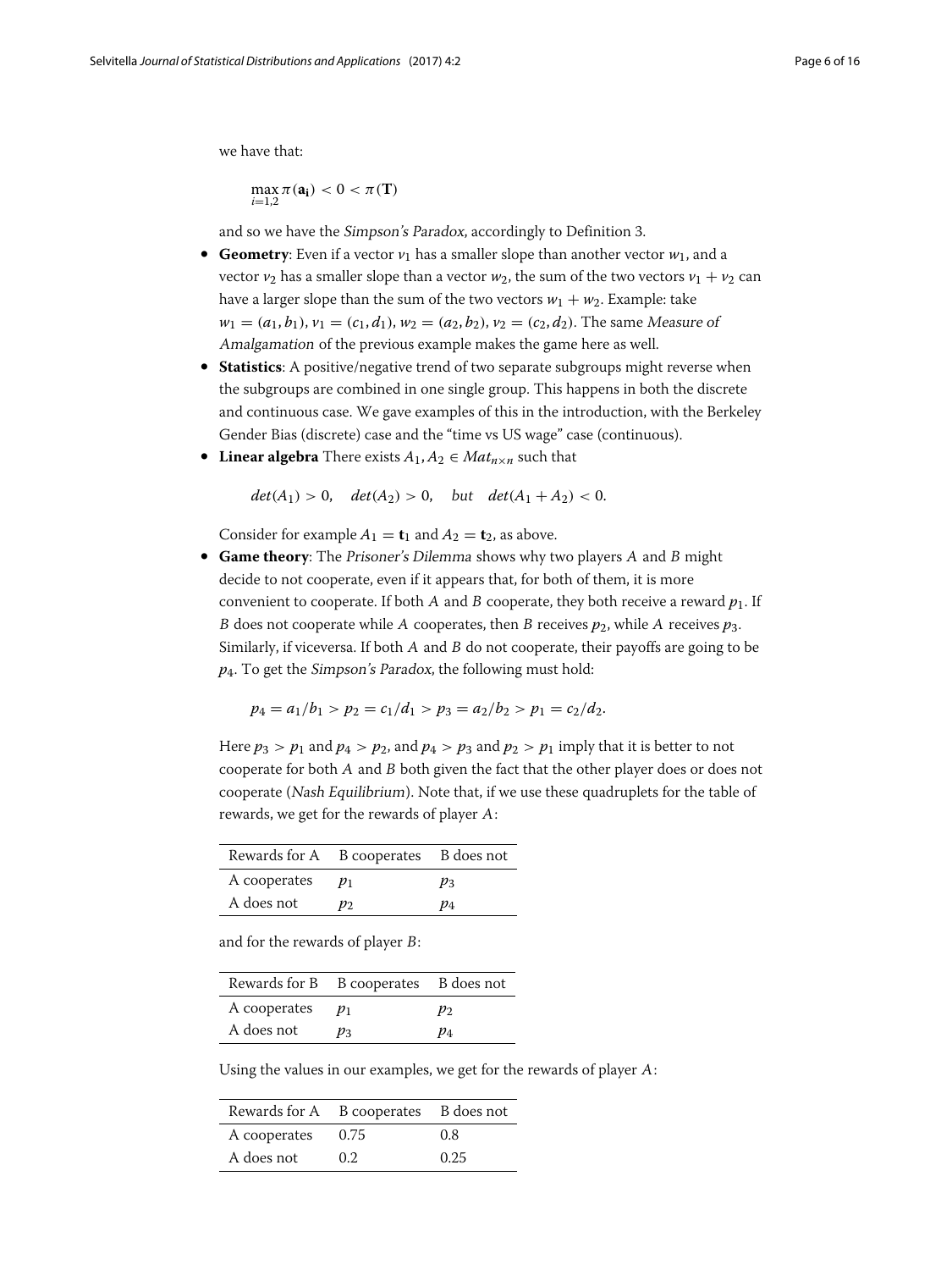we have that:

$$\max_{i=1,2} \pi(\mathbf{a_i}) < 0 < \pi(\mathbf{T})$$

and so we have the *Simpson's Paradox*, accordingly to Definition 3.

- **Geometry**: Even if a vector $v_1$ has a smaller slope than another vector $w_1$, and a vector $v_2$ has a smaller slope than a vector $w_2$, the sum of the two vectors $v_1 + v_2$ can have a larger slope than the sum of the two vectors $w_1 + w_2$. Example: take $w_1 = (a_1, b_1)$, $v_1 = (c_1, d_1)$, $w_2 = (a_2, b_2)$, $v_2 = (c_2, d_2)$. The same *Measure of Amalgamation* of the previous example makes the game here as well.
- **Statistics**: A positive/negative trend of two separate subgroups might reverse when the subgroups are combined in one single group. This happens in both the discrete and continuous case. We gave examples of this in the introduction, with the Berkeley Gender Bias (discrete) case and the "time vs US wage" case (continuous).
- **Linear algebra** There exists $A_1, A_2 \in Mat_{n\times n}$ such that

$$det(A_1) > 0, \quad det(A_2) > 0, \quad but \quad det(A_1 + A_2) < 0.$$

  Consider for example $A_1 = \mathbf{t}_1$ and $A_2 = \mathbf{t}_2$, as above.
- **Game theory**: The *Prisoner's Dilemma* shows why two players $A$ and $B$ might decide to not cooperate, even if it appears that, for both of them, it is more convenient to cooperate. If both $A$ and $B$ cooperate, they both receive a reward $p_1$. If $B$ does not cooperate while $A$ cooperates, then $B$ receives $p_2$, while $A$ receives $p_3$. Similarly, if viceversa. If both $A$ and $B$ do not cooperate, their payoffs are going to be $p_4$. To get the *Simpson's Paradox*, the following must hold:

$$p_4 = a_1/b_1 > p_2 = c_1/d_1 > p_3 = a_2/b_2 > p_1 = c_2/d_2.$$

  Here $p_3 > p_1$ and $p_4 > p_2$, and $p_4 > p_3$ and $p_2 > p_1$ imply that it is better to not cooperate for both $A$ and $B$ both given the fact that the other player does or does not cooperate (*Nash Equilibrium*). Note that, if we use these quadruplets for the table of rewards, we get for the rewards of player $A$:

| Rewards for A | B cooperates | B does not |
|---|---|---|
| A cooperates | $p_1$ | $p_3$ |
| A does not | $p_2$ | $p_4$ |

  and for the rewards of player $B$:

| Rewards for B | B cooperates | B does not |
|---|---|---|
| A cooperates | $p_1$ | $p_2$ |
| A does not | $p_3$ | $p_4$ |

  Using the values in our examples, we get for the rewards of player $A$:

| Rewards for A | B cooperates | B does not |
|---|---|---|
| A cooperates | 0.75 | 0.8 |
| A does not | 0.2 | 0.25 |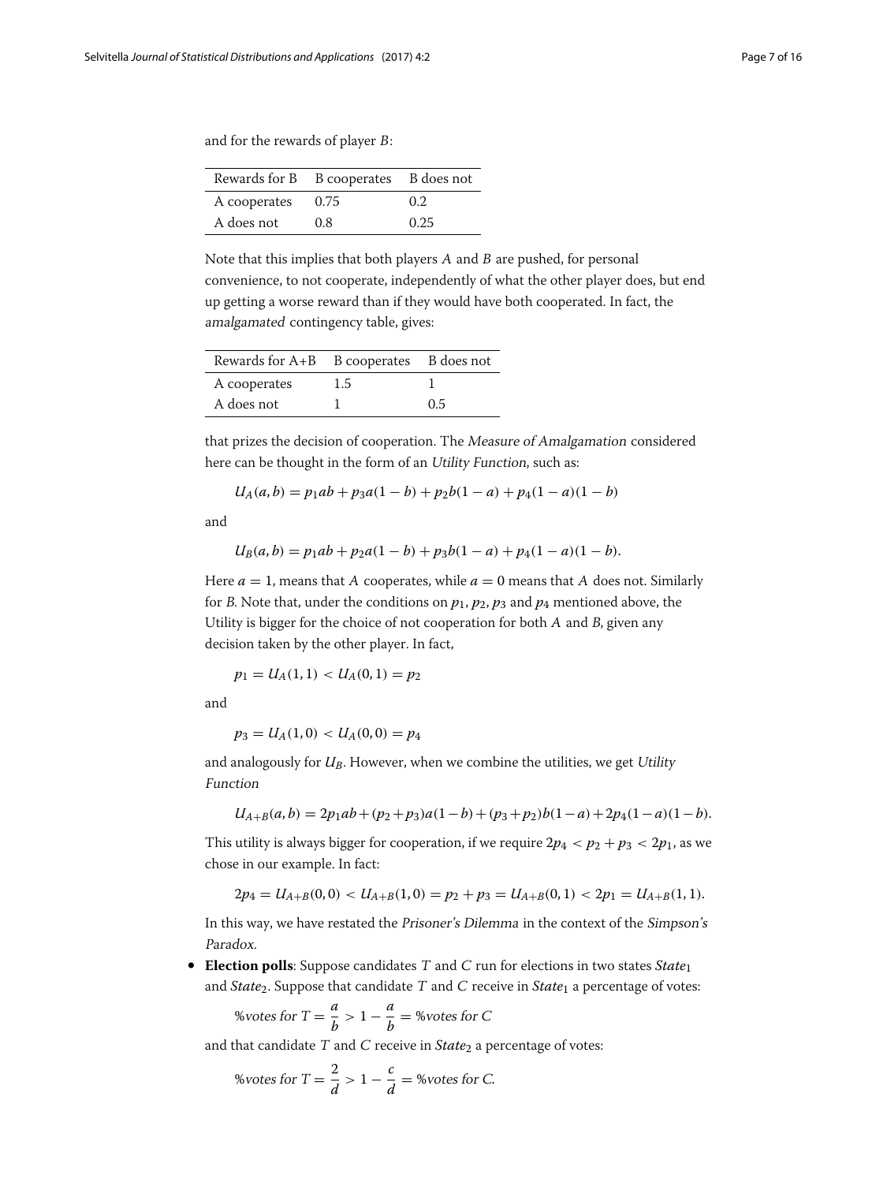and for the rewards of player $B$:

| Rewards for B | B cooperates | B does not |
|---|---|---|
| A cooperates | 0.75 | 0.2 |
| A does not | 0.8 | 0.25 |

Note that this implies that both players $A$ and $B$ are pushed, for personal convenience, to not cooperate, independently of what the other player does, but end up getting a worse reward than if they would have both cooperated. In fact, the *amalgamated* contingency table, gives:

| Rewards for A+B | B cooperates | B does not |
|---|---|---|
| A cooperates | 1.5 | 1 |
| A does not | 1 | 0.5 |

that prizes the decision of cooperation. The *Measure of Amalgamation* considered here can be thought in the form of an *Utility Function*, such as:

$$U_A(a,b) = p_1 ab + p_3 a(1-b) + p_2 b(1-a) + p_4(1-a)(1-b)$$

and

$$U_B(a,b) = p_1 ab + p_2 a(1-b) + p_3 b(1-a) + p_4(1-a)(1-b).$$

Here $a = 1$, means that $A$ cooperates, while $a = 0$ means that $A$ does not. Similarly for $B$. Note that, under the conditions on $p_1, p_2, p_3$ and $p_4$ mentioned above, the Utility is bigger for the choice of not cooperation for both $A$ and $B$, given any decision taken by the other player. In fact,

$$p_1 = U_A(1,1) < U_A(0,1) = p_2$$

and

$$p_3 = U_A(1,0) < U_A(0,0) = p_4$$

and analogously for $U_B$. However, when we combine the utilities, we get *Utility Function*

$$U_{A+B}(a,b) = 2p_1 ab + (p_2+p_3)a(1-b) + (p_3+p_2)b(1-a) + 2p_4(1-a)(1-b).$$

This utility is always bigger for cooperation, if we require $2p_4 < p_2 + p_3 < 2p_1$, as we chose in our example. In fact:

$$2p_4 = U_{A+B}(0,0) < U_{A+B}(1,0) = p_2 + p_3 = U_{A+B}(0,1) < 2p_1 = U_{A+B}(1,1).$$

In this way, we have restated the *Prisoner's Dilemma* in the context of the *Simpson's Paradox*.

- **Election polls**: Suppose candidates $T$ and $C$ run for elections in two states $State_1$ and $State_2$. Suppose that candidate $T$ and $C$ receive in $State_1$ a percentage of votes:

$$\%votes\ for\ T = \frac{a}{b} > 1 - \frac{a}{b} = \%votes\ for\ C$$

and that candidate $T$ and $C$ receive in $State_2$ a percentage of votes:

$$\%votes\ for\ T = \frac{2}{d} > 1 - \frac{c}{d} = \%votes\ for\ C.$$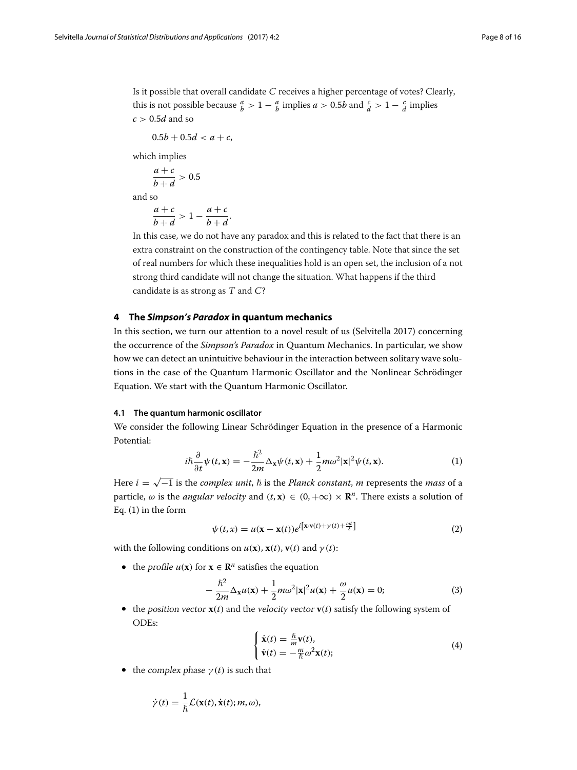Is it possible that overall candidate $C$ receives a higher percentage of votes? Clearly, this is not possible because $\frac{a}{b} > 1 - \frac{a}{b}$ implies $a > 0.5b$ and $\frac{c}{d} > 1 - \frac{c}{d}$ implies $c > 0.5d$ and so

$$0.5b + 0.5d < a + c,$$

which implies

$$\frac{a+c}{b+d} > 0.5$$

and so

$$\frac{a+c}{b+d} > 1 - \frac{a+c}{b+d}.$$

In this case, we do not have any paradox and this is related to the fact that there is an extra constraint on the construction of the contingency table. Note that since the set of real numbers for which these inequalities hold is an open set, the inclusion of a not strong third candidate will not change the situation. What happens if the third candidate is as strong as $T$ and $C$?

## 4 The *Simpson's Paradox* in quantum mechanics

In this section, we turn our attention to a novel result of us (Selvitella 2017) concerning the occurrence of the *Simpson's Paradox* in Quantum Mechanics. In particular, we show how we can detect an unintuitive behaviour in the interaction between solitary wave solutions in the case of the Quantum Harmonic Oscillator and the Nonlinear Schrödinger Equation. We start with the Quantum Harmonic Oscillator.

### 4.1 The quantum harmonic oscillator

We consider the following Linear Schrödinger Equation in the presence of a Harmonic Potential:

$$i\hbar \frac{\partial}{\partial t}\psi(t,\mathbf{x}) = -\frac{\hbar^2}{2m}\Delta_{\mathbf{x}}\psi(t,\mathbf{x}) + \frac{1}{2}m\omega^2|\mathbf{x}|^2\psi(t,\mathbf{x}). \tag{1}$$

Here $i = \sqrt{-1}$ is the *complex unit*, $\hbar$ is the *Planck constant*, $m$ represents the *mass* of a particle, $\omega$ is the *angular velocity* and $(t,\mathbf{x}) \in (0,+\infty) \times \mathbf{R}^n$. There exists a solution of Eq. (1) in the form

$$\psi(t,x) = u(\mathbf{x} - \mathbf{x}(t))e^{i\left[\mathbf{x}\cdot\mathbf{v}(t) + \gamma(t) + \frac{\omega t}{2}\right]} \tag{2}$$

with the following conditions on $u(\mathbf{x})$, $\mathbf{x}(t)$, $\mathbf{v}(t)$ and $\gamma(t)$:

- the *profile* $u(\mathbf{x})$ for $\mathbf{x} \in \mathbf{R}^n$ satisfies the equation

$$-\frac{\hbar^2}{2m}\Delta_{\mathbf{x}}u(\mathbf{x}) + \frac{1}{2}m\omega^2|\mathbf{x}|^2u(\mathbf{x}) + \frac{\omega}{2}u(\mathbf{x}) = 0; \tag{3}$$

- the *position vector* $\mathbf{x}(t)$ and the *velocity vector* $\mathbf{v}(t)$ satisfy the following system of ODEs:

$$\begin{cases} \dot{\mathbf{x}}(t) = \frac{\hbar}{m}\mathbf{v}(t), \\ \dot{\mathbf{v}}(t) = -\frac{m}{\hbar}\omega^2\mathbf{x}(t); \end{cases} \tag{4}$$

- the *complex phase* $\gamma(t)$ is such that

$$\dot{\gamma}(t) = \frac{1}{\hbar}\mathcal{L}(\mathbf{x}(t), \dot{\mathbf{x}}(t); m, \omega),$$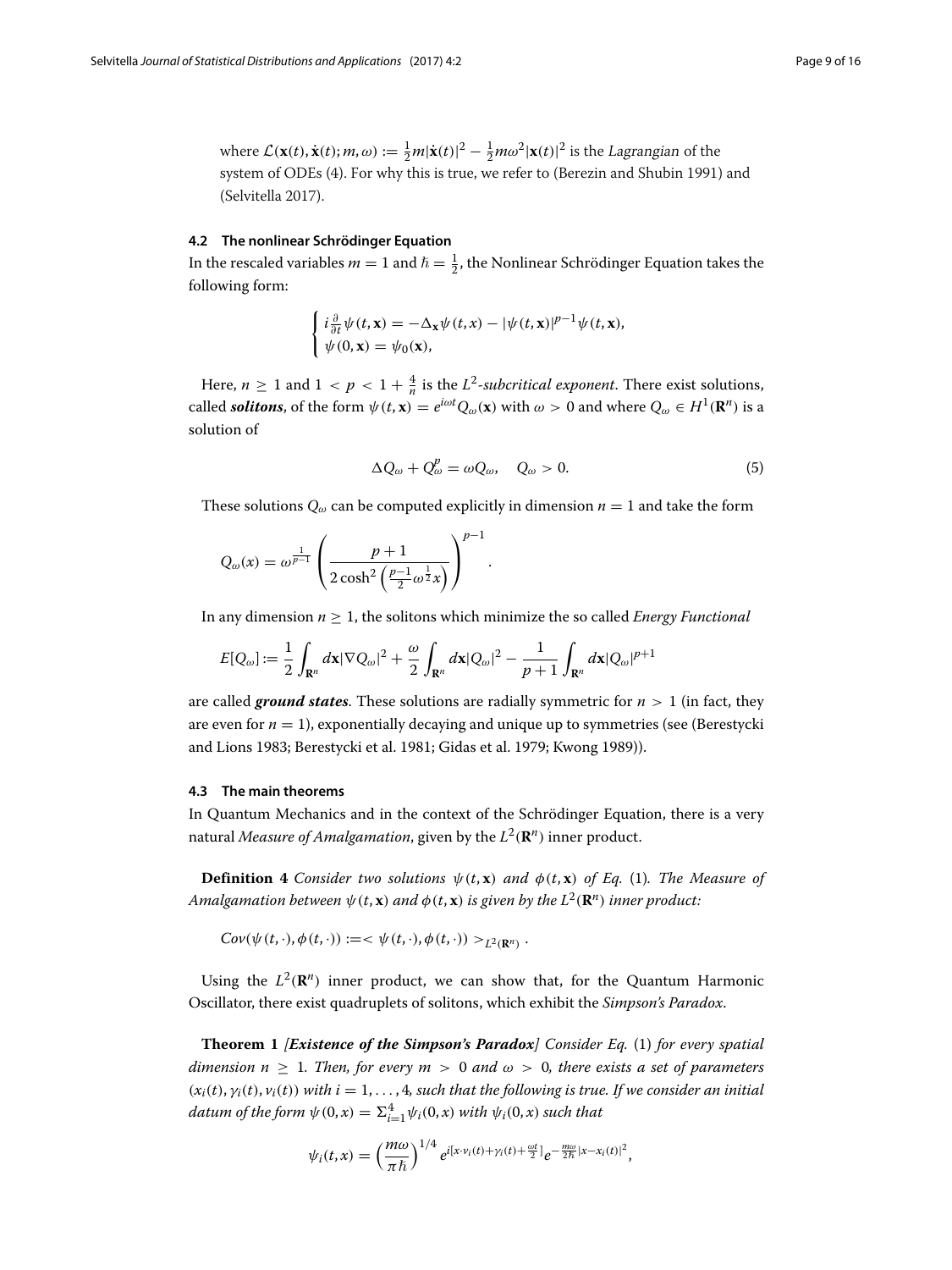where $\mathcal{L}(\mathbf{x}(t), \dot{\mathbf{x}}(t); m, \omega) := \frac{1}{2}m|\dot{\mathbf{x}}(t)|^2 - \frac{1}{2}m\omega^2|\mathbf{x}(t)|^2$ is the *Lagrangian* of the system of ODEs (4). For why this is true, we refer to (Berezin and Shubin 1991) and (Selvitella 2017).

### 4.2 The nonlinear Schrödinger Equation

In the rescaled variables $m = 1$ and $\hbar = \frac{1}{2}$, the Nonlinear Schrödinger Equation takes the following form:

$$\begin{cases} i\frac{\partial}{\partial t}\psi(t, \mathbf{x}) = -\Delta_{\mathbf{x}}\psi(t, x) - |\psi(t, \mathbf{x})|^{p-1}\psi(t, \mathbf{x}), \\ \psi(0, \mathbf{x}) = \psi_0(\mathbf{x}), \end{cases}$$

Here, $n \geq 1$ and $1 < p < 1 + \frac{4}{n}$ is the $L^2$*-subcritical exponent*. There exist solutions, called ***solitons***, of the form $\psi(t, \mathbf{x}) = e^{i\omega t}Q_\omega(\mathbf{x})$ with $\omega > 0$ and where $Q_\omega \in H^1(\mathbf{R}^n)$ is a solution of

$$\Delta Q_\omega + Q_\omega^p = \omega Q_\omega, \quad Q_\omega > 0. \tag{5}$$

These solutions $Q_\omega$ can be computed explicitly in dimension $n = 1$ and take the form

$$Q_\omega(x) = \omega^{\frac{1}{p-1}} \left( \frac{p+1}{2\cosh^2\left(\frac{p-1}{2}\omega^{\frac{1}{2}}x\right)} \right)^{p-1}.$$

In any dimension $n \geq 1$, the solitons which minimize the so called *Energy Functional*

$$E[Q_\omega] := \frac{1}{2}\int_{\mathbf{R}^n} d\mathbf{x}|\nabla Q_\omega|^2 + \frac{\omega}{2}\int_{\mathbf{R}^n} d\mathbf{x}|Q_\omega|^2 - \frac{1}{p+1}\int_{\mathbf{R}^n} d\mathbf{x}|Q_\omega|^{p+1}$$

are called ***ground states***. These solutions are radially symmetric for $n > 1$ (in fact, they are even for $n = 1$), exponentially decaying and unique up to symmetries (see (Berestycki and Lions 1983; Berestycki et al. 1981; Gidas et al. 1979; Kwong 1989)).

### 4.3 The main theorems

In Quantum Mechanics and in the context of the Schrödinger Equation, there is a very natural *Measure of Amalgamation*, given by the $L^2(\mathbf{R}^n)$ inner product.

**Definition 4** *Consider two solutions $\psi(t, \mathbf{x})$ and $\phi(t, \mathbf{x})$ of Eq. (1). The Measure of Amalgamation between $\psi(t, \mathbf{x})$ and $\phi(t, \mathbf{x})$ is given by the $L^2(\mathbf{R}^n)$ inner product:*

$$Cov(\psi(t, \cdot), \phi(t, \cdot)) := <\psi(t, \cdot), \phi(t, \cdot)>_{L^2(\mathbf{R}^n)}.$$

Using the $L^2(\mathbf{R}^n)$ inner product, we can show that, for the Quantum Harmonic Oscillator, there exist quadruplets of solitons, which exhibit the *Simpson's Paradox*.

**Theorem 1** ***[Existence of the Simpson's Paradox]*** *Consider Eq. (1) for every spatial dimension $n \geq 1$. Then, for every $m > 0$ and $\omega > 0$, there exists a set of parameters $(x_i(t), \gamma_i(t), v_i(t))$ with $i = 1, \ldots, 4$, such that the following is true. If we consider an initial datum of the form $\psi(0, x) = \Sigma_{i=1}^4 \psi_i(0, x)$ with $\psi_i(0, x)$ such that*

$$\psi_i(t, x) = \left(\frac{m\omega}{\pi\hbar}\right)^{1/4} e^{i[x\cdot v_i(t) + \gamma_i(t) + \frac{\omega t}{2}]} e^{-\frac{m\omega}{2\hbar}|x - x_i(t)|^2},$$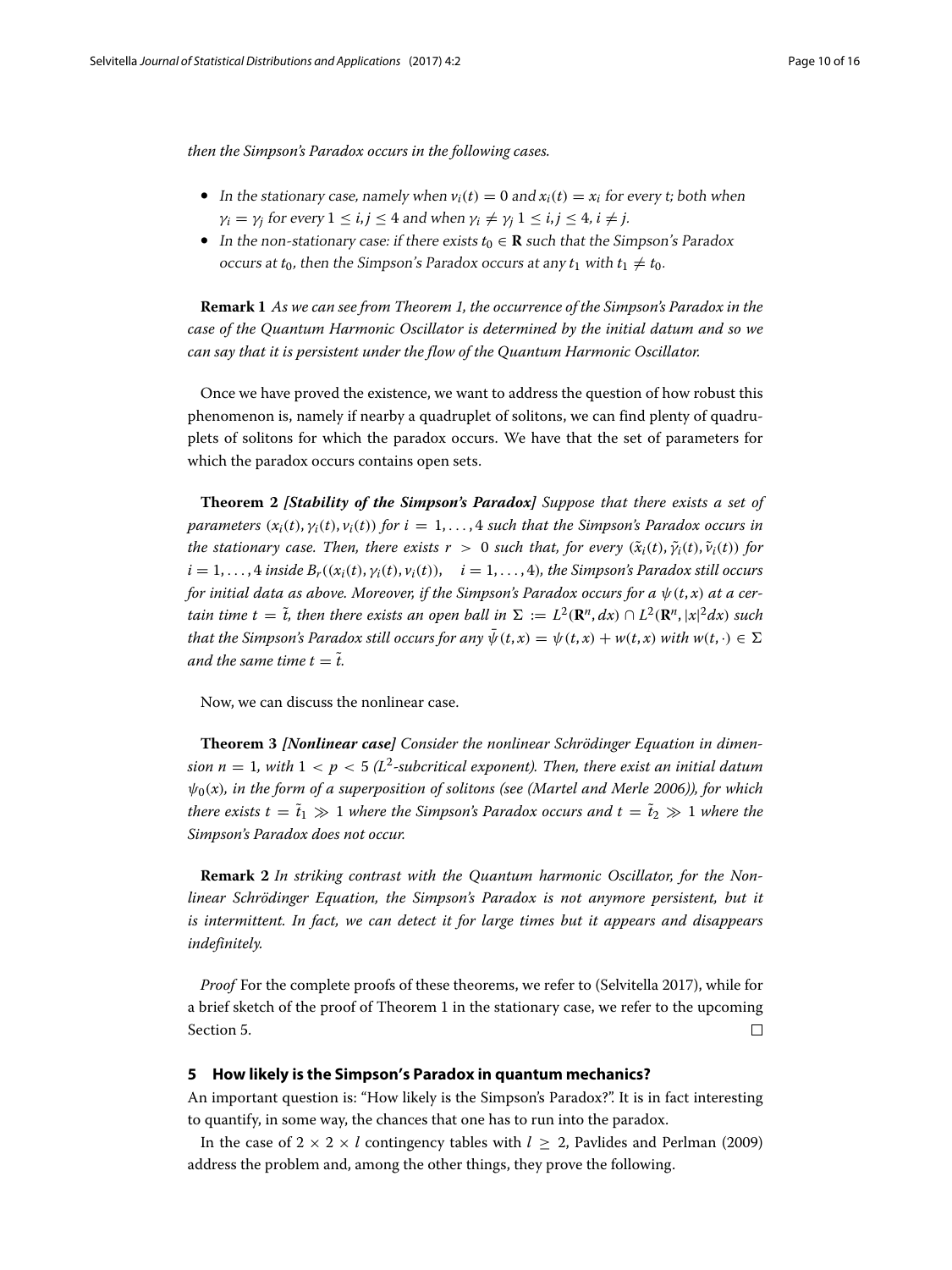*then the Simpson's Paradox occurs in the following cases.*

- *In the stationary case, namely when $v_i(t) = 0$ and $x_i(t) = x_i$ for every $t$; both when $\gamma_i = \gamma_j$ for every $1 \leq i, j \leq 4$ and when $\gamma_i \neq \gamma_j$ $1 \leq i, j \leq 4$, $i \neq j$.*
- *In the non-stationary case: if there exists $t_0 \in \mathbf{R}$ such that the Simpson's Paradox occurs at $t_0$, then the Simpson's Paradox occurs at any $t_1$ with $t_1 \neq t_0$.*

**Remark 1** *As we can see from Theorem 1, the occurrence of the Simpson's Paradox in the case of the Quantum Harmonic Oscillator is determined by the initial datum and so we can say that it is persistent under the flow of the Quantum Harmonic Oscillator.*

Once we have proved the existence, we want to address the question of how robust this phenomenon is, namely if nearby a quadruplet of solitons, we can find plenty of quadruplets of solitons for which the paradox occurs. We have that the set of parameters for which the paradox occurs contains open sets.

**Theorem 2** ***[Stability of the Simpson's Paradox]*** *Suppose that there exists a set of parameters $(x_i(t), \gamma_i(t), v_i(t))$ for $i = 1, \ldots, 4$ such that the Simpson's Paradox occurs in the stationary case. Then, there exists $r > 0$ such that, for every $(\tilde{x}_i(t), \tilde{\gamma}_i(t), \tilde{v}_i(t))$ for $i = 1, \ldots, 4$ inside $B_r((x_i(t), \gamma_i(t), v_i(t)), \quad i = 1, \ldots, 4)$, the Simpson's Paradox still occurs for initial data as above. Moreover, if the Simpson's Paradox occurs for a $\psi(t, x)$ at a certain time $t = \tilde{t}$, then there exists an open ball in $\Sigma := L^2(\mathbf{R}^n, dx) \cap L^2(\mathbf{R}^n, |x|^2 dx)$ such that the Simpson's Paradox still occurs for any $\tilde{\psi}(t, x) = \psi(t, x) + w(t, x)$ with $w(t, \cdot) \in \Sigma$ and the same time $t = \tilde{t}$.*

Now, we can discuss the nonlinear case.

**Theorem 3** ***[Nonlinear case]*** *Consider the nonlinear Schrödinger Equation in dimension $n = 1$, with $1 < p < 5$ ($L^2$-subcritical exponent). Then, there exist an initial datum $\psi_0(x)$, in the form of a superposition of solitons (see (Martel and Merle 2006)), for which there exists $t = \tilde{t}_1 \gg 1$ where the Simpson's Paradox occurs and $t = \tilde{t}_2 \gg 1$ where the Simpson's Paradox does not occur.*

**Remark 2** *In striking contrast with the Quantum harmonic Oscillator, for the Nonlinear Schrödinger Equation, the Simpson's Paradox is not anymore persistent, but it is intermittent. In fact, we can detect it for large times but it appears and disappears indefinitely.*

*Proof* For the complete proofs of these theorems, we refer to (Selvitella 2017), while for a brief sketch of the proof of Theorem 1 in the stationary case, we refer to the upcoming Section 5. □

## 5 How likely is the Simpson's Paradox in quantum mechanics?

An important question is: "How likely is the Simpson's Paradox?". It is in fact interesting to quantify, in some way, the chances that one has to run into the paradox.

In the case of $2 \times 2 \times l$ contingency tables with $l \geq 2$, Pavlides and Perlman (2009) address the problem and, among the other things, they prove the following.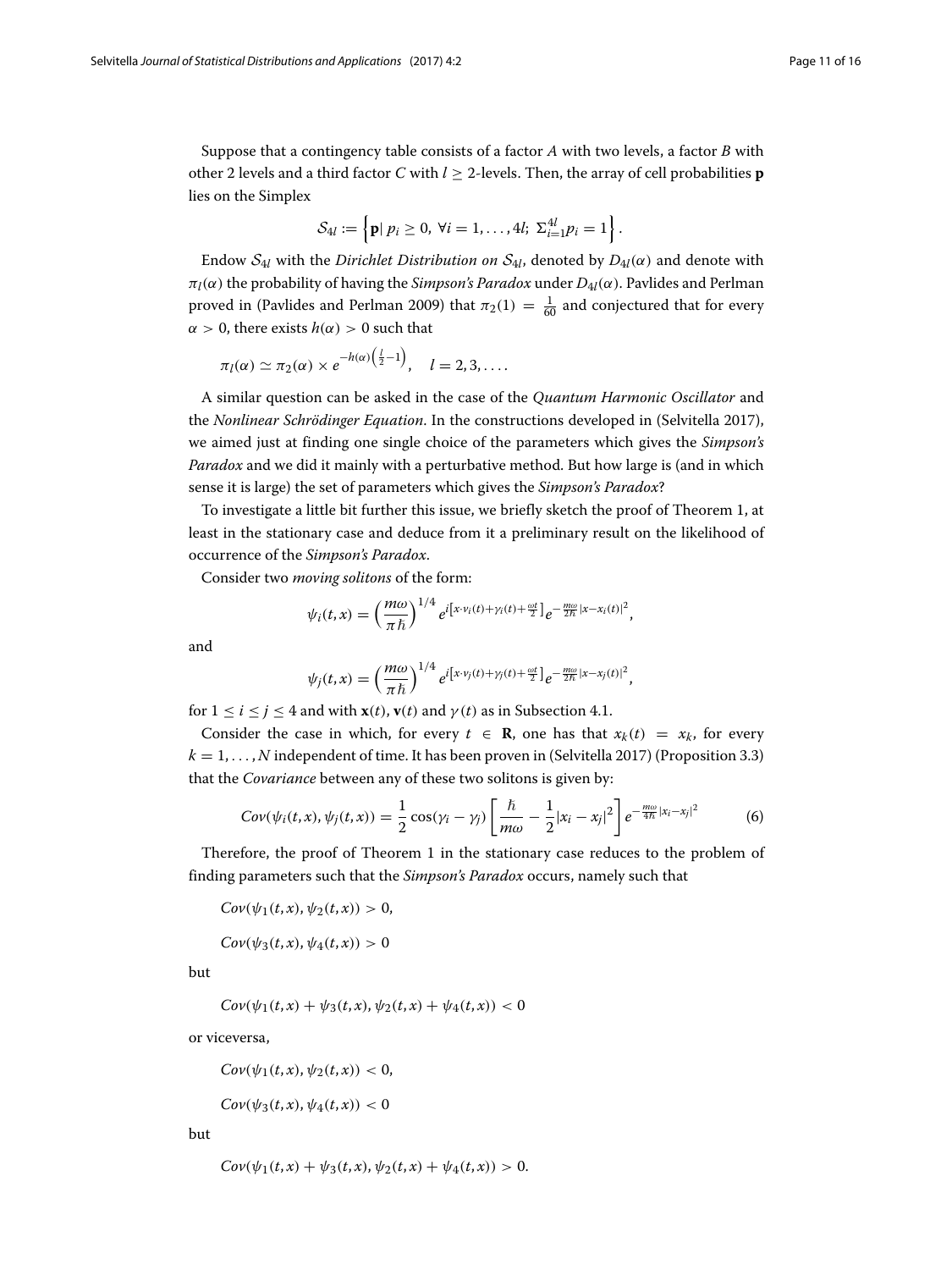Suppose that a contingency table consists of a factor $A$ with two levels, a factor $B$ with other 2 levels and a third factor $C$ with $l \geq 2$-levels. Then, the array of cell probabilities $\mathbf{p}$ lies on the Simplex

$$\mathcal{S}_{4l} := \left\{ \mathbf{p} | \, p_i \geq 0, \; \forall i = 1, \ldots, 4l; \; \Sigma_{i=1}^{4l} p_i = 1 \right\}.$$

Endow $\mathcal{S}_{4l}$ with the *Dirichlet Distribution on* $\mathcal{S}_{4l}$, denoted by $D_{4l}(\alpha)$ and denote with $\pi_l(\alpha)$ the probability of having the *Simpson's Paradox* under $D_{4l}(\alpha)$. Pavlides and Perlman proved in (Pavlides and Perlman 2009) that $\pi_2(1) = \frac{1}{60}$ and conjectured that for every $\alpha > 0$, there exists $h(\alpha) > 0$ such that

$$\pi_l(\alpha) \simeq \pi_2(\alpha) \times e^{-h(\alpha)\left(\frac{l}{2}-1\right)}, \quad l = 2, 3, \ldots.$$

A similar question can be asked in the case of the *Quantum Harmonic Oscillator* and the *Nonlinear Schrödinger Equation*. In the constructions developed in (Selvitella 2017), we aimed just at finding one single choice of the parameters which gives the *Simpson's Paradox* and we did it mainly with a perturbative method. But how large is (and in which sense it is large) the set of parameters which gives the *Simpson's Paradox*?

To investigate a little bit further this issue, we briefly sketch the proof of Theorem 1, at least in the stationary case and deduce from it a preliminary result on the likelihood of occurrence of the *Simpson's Paradox*.

Consider two *moving solitons* of the form:

$$\psi_i(t,x) = \left(\frac{m\omega}{\pi\hbar}\right)^{1/4} e^{i\left[x\cdot v_i(t)+\gamma_i(t)+\frac{\omega t}{2}\right]} e^{-\frac{m\omega}{2\hbar}|x-x_i(t)|^2},$$

and

$$\psi_j(t,x) = \left(\frac{m\omega}{\pi\hbar}\right)^{1/4} e^{i\left[x\cdot v_j(t)+\gamma_j(t)+\frac{\omega t}{2}\right]} e^{-\frac{m\omega}{2\hbar}|x-x_j(t)|^2},$$

for $1 \leq i \leq j \leq 4$ and with $\mathbf{x}(t)$, $\mathbf{v}(t)$ and $\gamma(t)$ as in Subsection 4.1.

Consider the case in which, for every $t \in \mathbf{R}$, one has that $x_k(t) = x_k$, for every $k = 1, \ldots, N$ independent of time. It has been proven in (Selvitella 2017) (Proposition 3.3) that the *Covariance* between any of these two solitons is given by:

$$Cov(\psi_i(t,x), \psi_j(t,x)) = \frac{1}{2}\cos(\gamma_i - \gamma_j)\left[\frac{\hbar}{m\omega} - \frac{1}{2}|x_i - x_j|^2\right] e^{-\frac{m\omega}{4\hbar}|x_i-x_j|^2} \tag{6}$$

Therefore, the proof of Theorem 1 in the stationary case reduces to the problem of finding parameters such that the *Simpson's Paradox* occurs, namely such that

$$Cov(\psi_1(t,x), \psi_2(t,x)) > 0,$$

$$Cov(\psi_3(t,x), \psi_4(t,x)) > 0$$

but

$$Cov(\psi_1(t,x) + \psi_3(t,x), \psi_2(t,x) + \psi_4(t,x)) < 0$$

or viceversa,

$$Cov(\psi_1(t,x), \psi_2(t,x)) < 0,$$

$$Cov(\psi_3(t,x), \psi_4(t,x)) < 0$$

but

$$Cov(\psi_1(t,x) + \psi_3(t,x), \psi_2(t,x) + \psi_4(t,x)) > 0.$$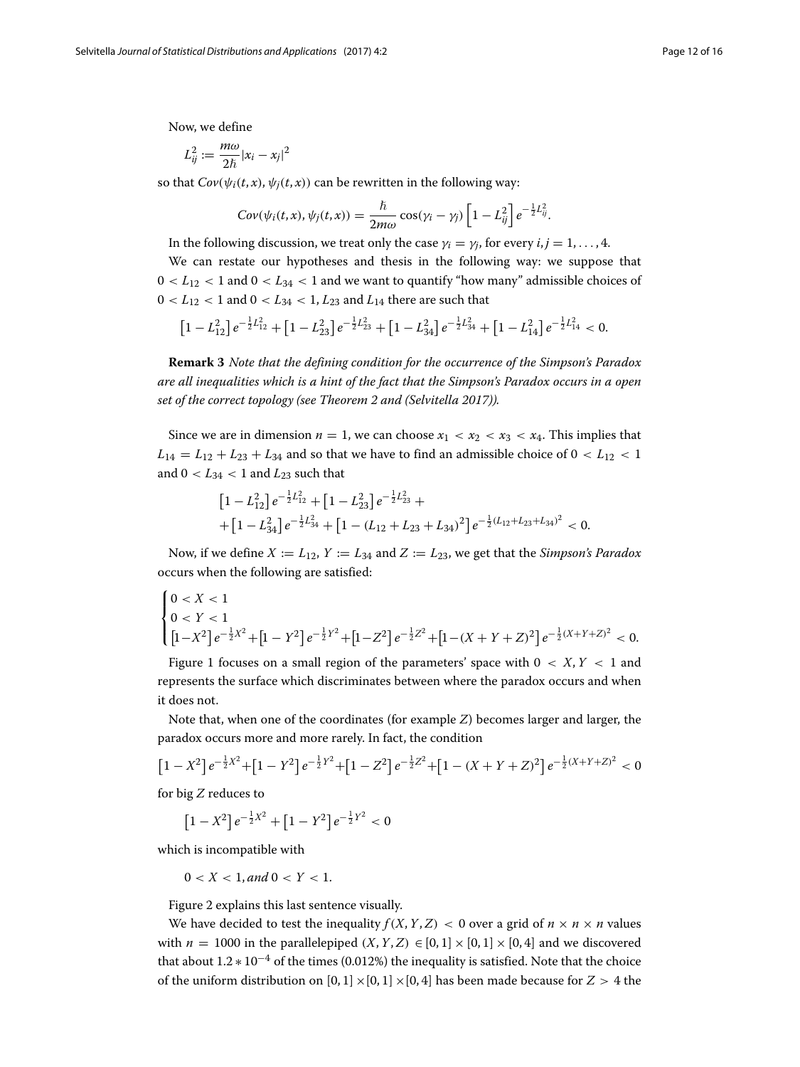Now, we define

$$L_{ij}^2 := \frac{m\omega}{2\hbar}|x_i - x_j|^2$$

so that $Cov(\psi_i(t,x), \psi_j(t,x))$ can be rewritten in the following way:

$$Cov(\psi_i(t,x), \psi_j(t,x)) = \frac{\hbar}{2m\omega}\cos(\gamma_i - \gamma_j)\left[1 - L_{ij}^2\right]e^{-\frac{1}{2}L_{ij}^2}.$$

In the following discussion, we treat only the case $\gamma_i = \gamma_j$, for every $i, j = 1, \ldots, 4$.

We can restate our hypotheses and thesis in the following way: we suppose that $0 < L_{12} < 1$ and $0 < L_{34} < 1$ and we want to quantify "how many" admissible choices of $0 < L_{12} < 1$ and $0 < L_{34} < 1$, $L_{23}$ and $L_{14}$ there are such that

$$\left[1 - L_{12}^2\right]e^{-\frac{1}{2}L_{12}^2} + \left[1 - L_{23}^2\right]e^{-\frac{1}{2}L_{23}^2} + \left[1 - L_{34}^2\right]e^{-\frac{1}{2}L_{34}^2} + \left[1 - L_{14}^2\right]e^{-\frac{1}{2}L_{14}^2} < 0.$$

**Remark 3** *Note that the defining condition for the occurrence of the Simpson's Paradox are all inequalities which is a hint of the fact that the Simpson's Paradox occurs in a open set of the correct topology (see Theorem 2 and (Selvitella 2017)).*

Since we are in dimension $n = 1$, we can choose $x_1 < x_2 < x_3 < x_4$. This implies that $L_{14} = L_{12} + L_{23} + L_{34}$ and so that we have to find an admissible choice of $0 < L_{12} < 1$ and $0 < L_{34} < 1$ and $L_{23}$ such that

$$\begin{aligned} &\left[1 - L_{12}^2\right]e^{-\frac{1}{2}L_{12}^2} + \left[1 - L_{23}^2\right]e^{-\frac{1}{2}L_{23}^2} + \\ &+ \left[1 - L_{34}^2\right]e^{-\frac{1}{2}L_{34}^2} + \left[1 - (L_{12} + L_{23} + L_{34})^2\right]e^{-\frac{1}{2}(L_{12}+L_{23}+L_{34})^2} < 0. \end{aligned}$$

Now, if we define $X := L_{12}$, $Y := L_{34}$ and $Z := L_{23}$, we get that the *Simpson's Paradox* occurs when the following are satisfied:

$$\begin{cases} 0 < X < 1 \\ 0 < Y < 1 \\ \left[1 - X^2\right]e^{-\frac{1}{2}X^2} + \left[1 - Y^2\right]e^{-\frac{1}{2}Y^2} + \left[1 - Z^2\right]e^{-\frac{1}{2}Z^2} + \left[1 - (X+Y+Z)^2\right]e^{-\frac{1}{2}(X+Y+Z)^2} < 0. \end{cases}$$

Figure 1 focuses on a small region of the parameters' space with $0 < X, Y < 1$ and represents the surface which discriminates between where the paradox occurs and when it does not.

Note that, when one of the coordinates (for example $Z$) becomes larger and larger, the paradox occurs more and more rarely. In fact, the condition

$$\left[1 - X^2\right]e^{-\frac{1}{2}X^2} + \left[1 - Y^2\right]e^{-\frac{1}{2}Y^2} + \left[1 - Z^2\right]e^{-\frac{1}{2}Z^2} + \left[1 - (X+Y+Z)^2\right]e^{-\frac{1}{2}(X+Y+Z)^2} < 0$$

for big $Z$ reduces to

$$\left[1 - X^2\right]e^{-\frac{1}{2}X^2} + \left[1 - Y^2\right]e^{-\frac{1}{2}Y^2} < 0$$

which is incompatible with

$$0 < X < 1, \textit{and } 0 < Y < 1.$$

Figure 2 explains this last sentence visually.

We have decided to test the inequality $f(X, Y, Z) < 0$ over a grid of $n \times n \times n$ values with $n = 1000$ in the parallelepiped $(X, Y, Z) \in [0, 1] \times [0, 1] \times [0, 4]$ and we discovered that about $1.2 * 10^{-4}$ of the times (0.012%) the inequality is satisfied. Note that the choice of the uniform distribution on $[0, 1] \times [0, 1] \times [0, 4]$ has been made because for $Z > 4$ the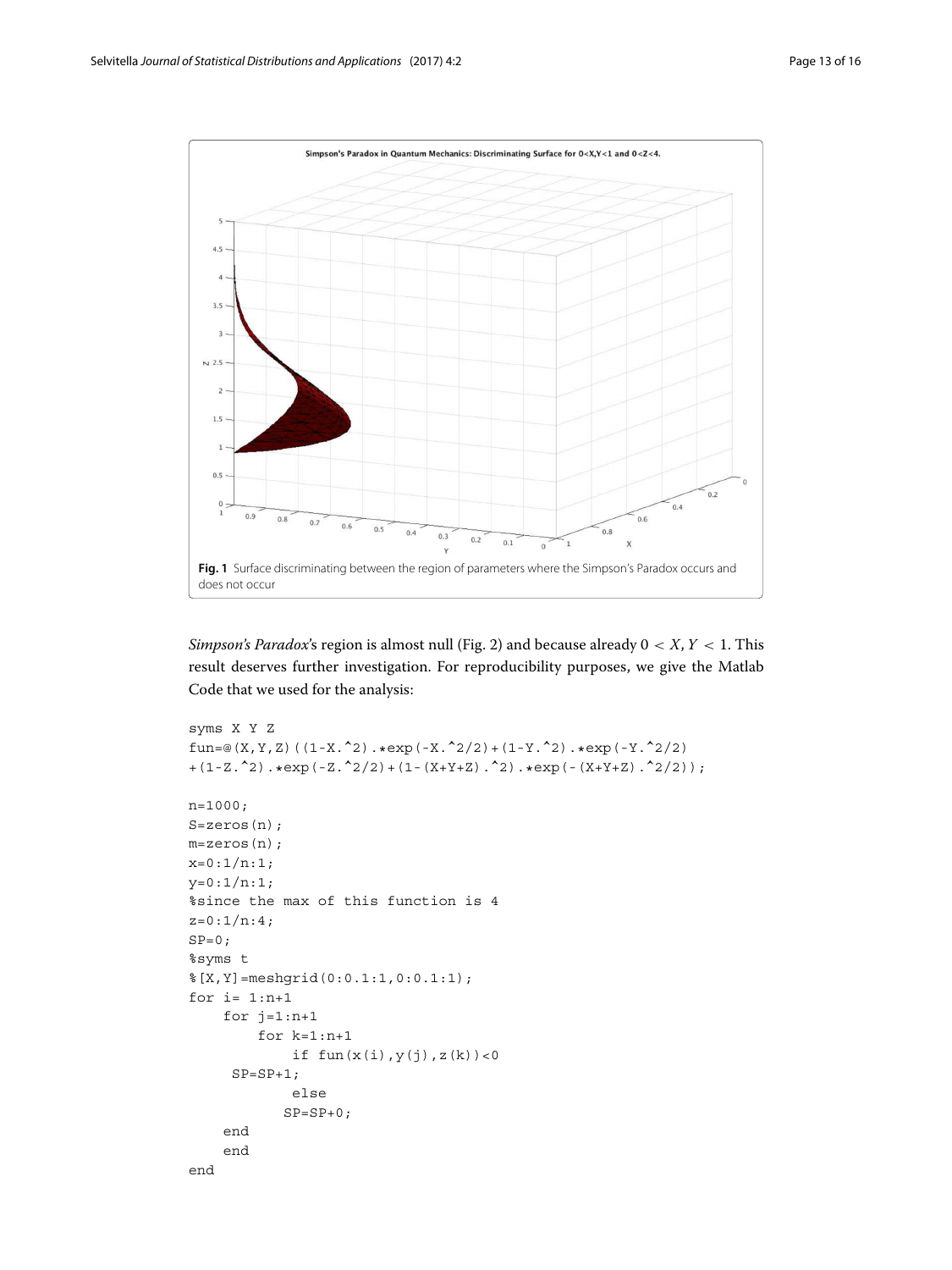Fig. 1 Surface discriminating between the region of parameters where the Simpson's Paradox occurs and does not occur

*Simpson's Paradox*'s region is almost null (Fig. 2) and because already $0 < X, Y < 1$. This result deserves further investigation. For reproducibility purposes, we give the Matlab Code that we used for the analysis:

```
syms X Y Z
fun=@(X,Y,Z)((1-X.^2).*exp(-X.^2/2)+(1-Y.^2).*exp(-Y.^2/2)
+(1-Z.^2).*exp(-Z.^2/2)+(1-(X+Y+Z).^2).*exp(-(X+Y+Z).^2/2));

n=1000;
S=zeros(n);
m=zeros(n);
x=0:1/n:1;
y=0:1/n:1;
%since the max of this function is 4
z=0:1/n:4;
SP=0;
%syms t
%[X,Y]=meshgrid(0:0.1:1,0:0.1:1);
for i= 1:n+1
    for j=1:n+1
        for k=1:n+1
            if fun(x(i),y(j),z(k))<0
     SP=SP+1;
            else
           SP=SP+0;
    end
    end
end
```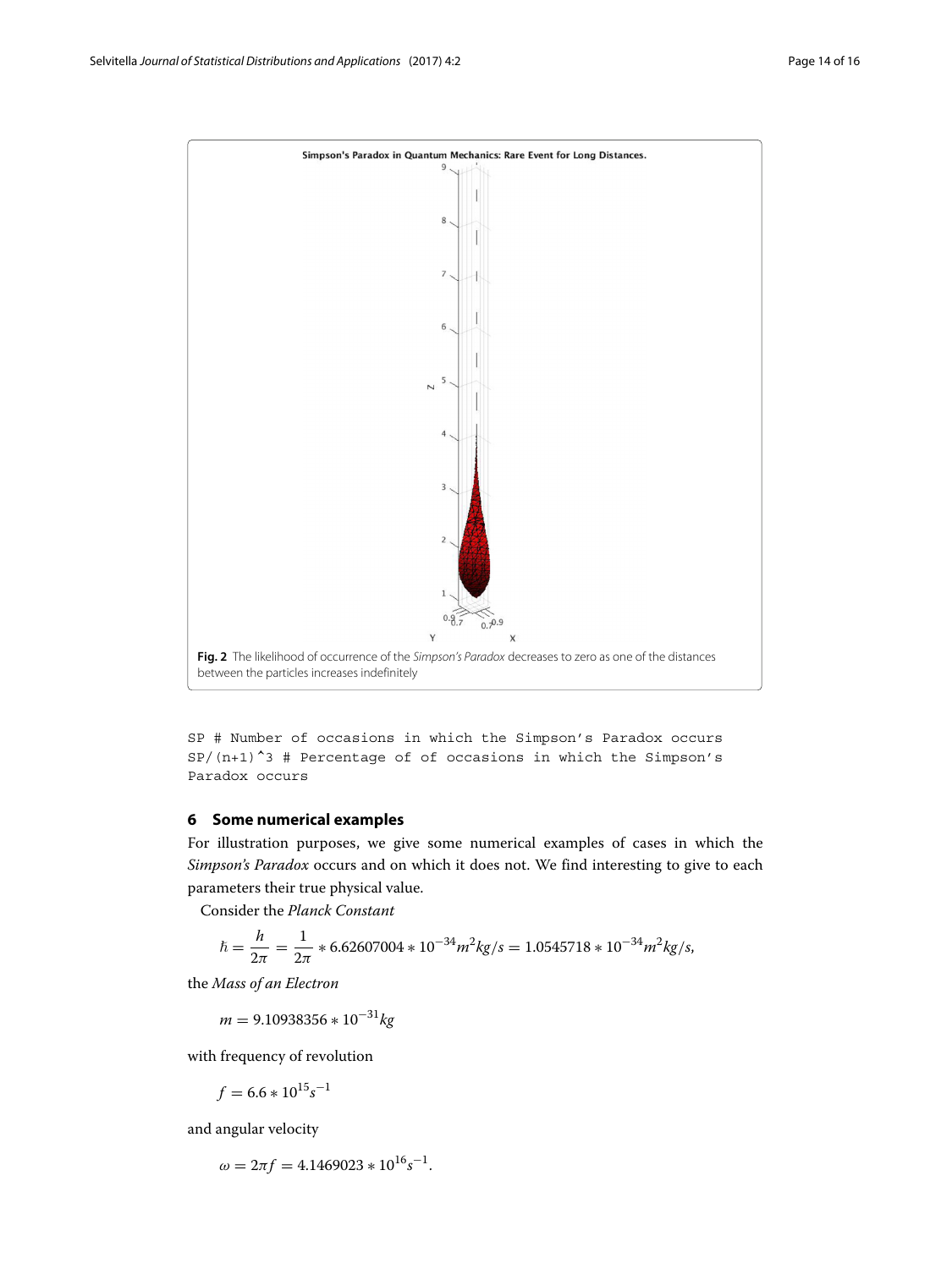**Fig. 2** The likelihood of occurrence of the *Simpson's Paradox* decreases to zero as one of the distances between the particles increases indefinitely

```
SP # Number of occasions in which the Simpson's Paradox occurs
SP/(n+1)^3 # Percentage of of occasions in which the Simpson's
Paradox occurs
```

## 6 Some numerical examples

For illustration purposes, we give some numerical examples of cases in which the *Simpson's Paradox* occurs and on which it does not. We find interesting to give to each parameters their true physical value.

Consider the *Planck Constant*

$$\hbar = \frac{h}{2\pi} = \frac{1}{2\pi} * 6.62607004 * 10^{-34} m^2 kg/s = 1.0545718 * 10^{-34} m^2 kg/s,$$

the *Mass of an Electron*

$$m = 9.10938356 * 10^{-31} kg$$

with frequency of revolution

$$f = 6.6 * 10^{15} s^{-1}$$

and angular velocity

$$\omega = 2\pi f = 4.1469023 * 10^{16} s^{-1}.$$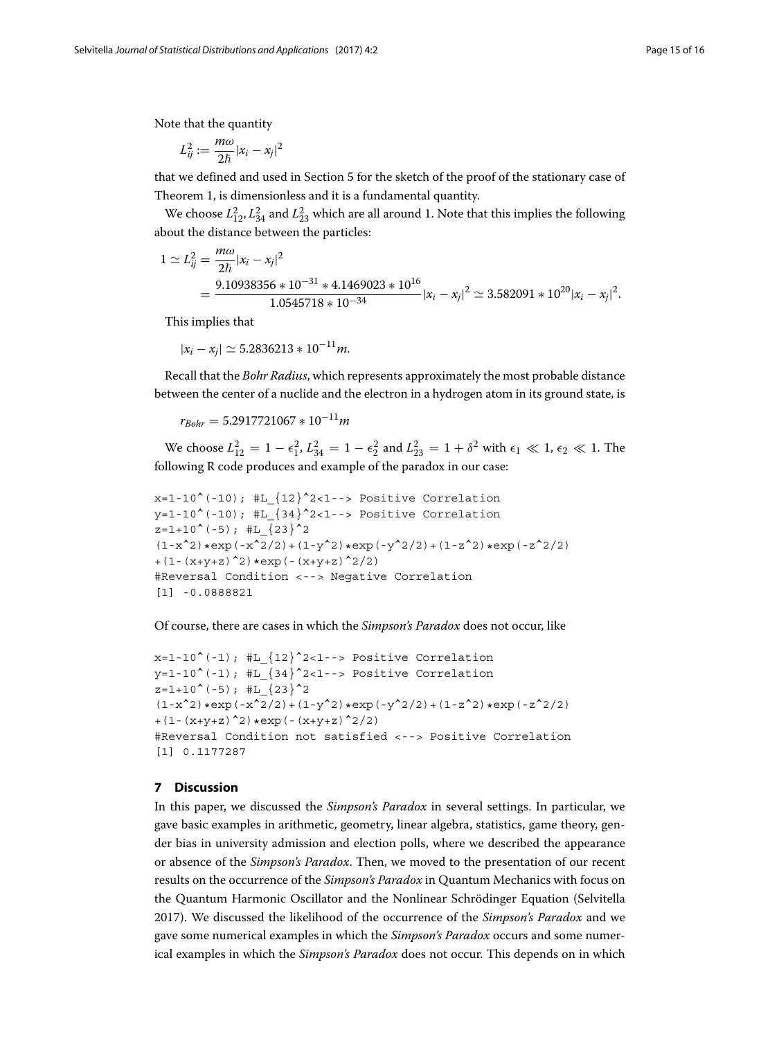Note that the quantity

$$L_{ij}^2 := \frac{m\omega}{2\hbar}|x_i - x_j|^2$$

that we defined and used in Section 5 for the sketch of the proof of the stationary case of Theorem 1, is dimensionless and it is a fundamental quantity.

We choose $L_{12}^2, L_{34}^2$ and $L_{23}^2$ which are all around 1. Note that this implies the following about the distance between the particles:

$$1 \simeq L_{ij}^2 = \frac{m\omega}{2\hbar}|x_i - x_j|^2$$
$$= \frac{9.10938356 * 10^{-31} * 4.1469023 * 10^{16}}{1.0545718 * 10^{-34}}|x_i - x_j|^2 \simeq 3.582091 * 10^{20}|x_i - x_j|^2.$$

This implies that

$$|x_i - x_j| \simeq 5.2836213 * 10^{-11}m.$$

Recall that the *Bohr Radius*, which represents approximately the most probable distance between the center of a nuclide and the electron in a hydrogen atom in its ground state, is

$$r_{Bohr} = 5.2917721067 * 10^{-11}m$$

We choose $L_{12}^2 = 1 - \epsilon_1^2$, $L_{34}^2 = 1 - \epsilon_2^2$ and $L_{23}^2 = 1 + \delta^2$ with $\epsilon_1 \ll 1$, $\epsilon_2 \ll 1$. The following R code produces and example of the paradox in our case:

```
x=1-10^(-10); #L_{12}^2<1--> Positive Correlation
y=1-10^(-10); #L_{34}^2<1--> Positive Correlation
z=1+10^(-5); #L_{23}^2
(1-x^2)*exp(-x^2/2)+(1-y^2)*exp(-y^2/2)+(1-z^2)*exp(-z^2/2)
+(1-(x+y+z)^2)*exp(-(x+y+z)^2/2)
#Reversal Condition <--> Negative Correlation
[1] -0.0888821
```

Of course, there are cases in which the *Simpson's Paradox* does not occur, like

```
x=1-10^(-1); #L_{12}^2<1--> Positive Correlation
y=1-10^(-1); #L_{34}^2<1--> Positive Correlation
z=1+10^(-5); #L_{23}^2
(1-x^2)*exp(-x^2/2)+(1-y^2)*exp(-y^2/2)+(1-z^2)*exp(-z^2/2)
+(1-(x+y+z)^2)*exp(-(x+y+z)^2/2)
#Reversal Condition not satisfied <--> Positive Correlation
[1] 0.1177287
```

## 7 Discussion

In this paper, we discussed the *Simpson's Paradox* in several settings. In particular, we gave basic examples in arithmetic, geometry, linear algebra, statistics, game theory, gender bias in university admission and election polls, where we described the appearance or absence of the *Simpson's Paradox*. Then, we moved to the presentation of our recent results on the occurrence of the *Simpson's Paradox* in Quantum Mechanics with focus on the Quantum Harmonic Oscillator and the Nonlinear Schrödinger Equation (Selvitella 2017). We discussed the likelihood of the occurrence of the *Simpson's Paradox* and we gave some numerical examples in which the *Simpson's Paradox* occurs and some numerical examples in which the *Simpson's Paradox* does not occur. This depends on in which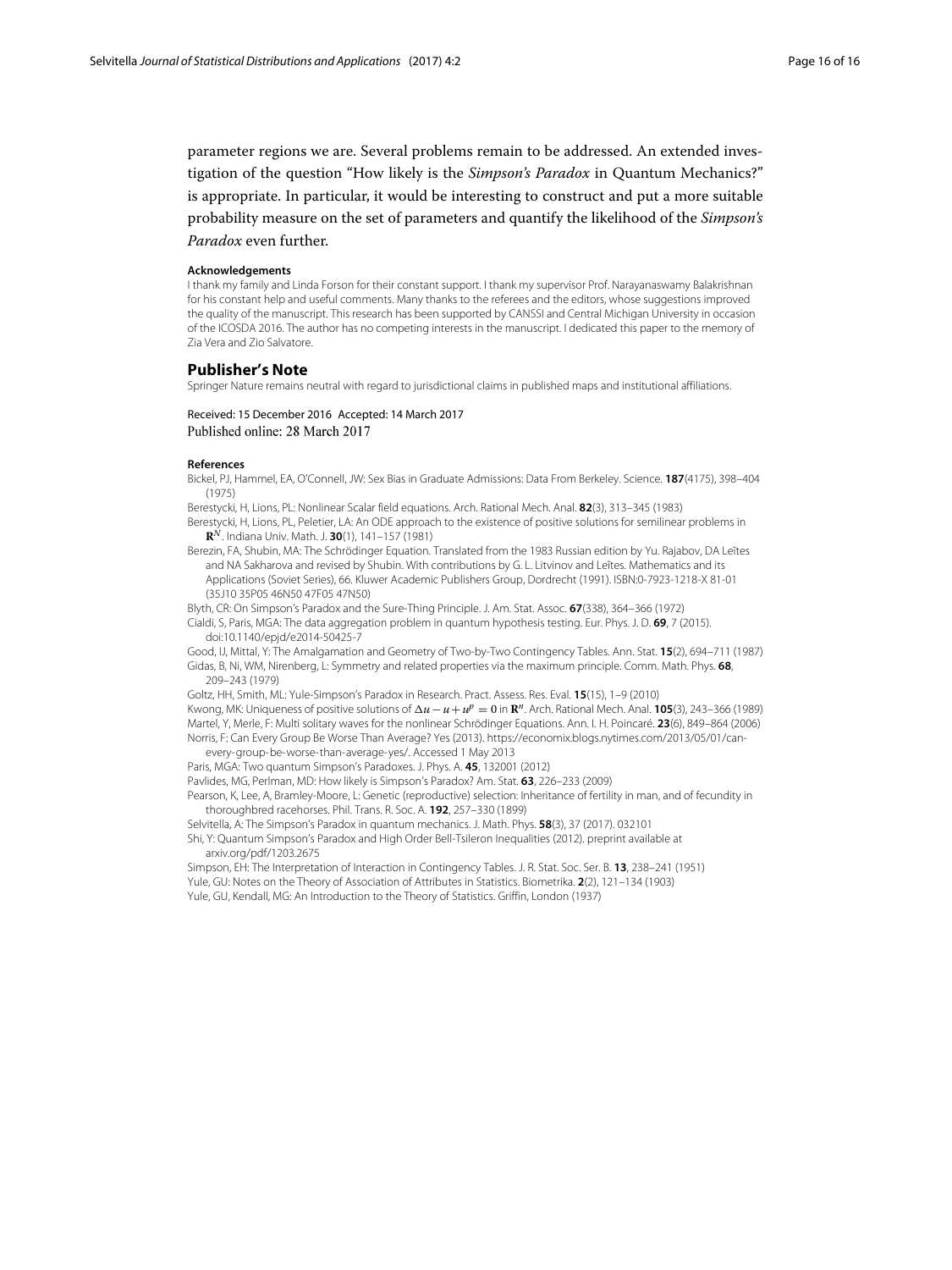parameter regions we are. Several problems remain to be addressed. An extended investigation of the question "How likely is the *Simpson's Paradox* in Quantum Mechanics?" is appropriate. In particular, it would be interesting to construct and put a more suitable probability measure on the set of parameters and quantify the likelihood of the *Simpson's Paradox* even further.

#### Acknowledgements

I thank my family and Linda Forson for their constant support. I thank my supervisor Prof. Narayanaswamy Balakrishnan for his constant help and useful comments. Many thanks to the referees and the editors, whose suggestions improved the quality of the manuscript. This research has been supported by CANSSI and Central Michigan University in occasion of the ICOSDA 2016. The author has no competing interests in the manuscript. I dedicated this paper to the memory of Zia Vera and Zio Salvatore.

## Publisher's Note

Springer Nature remains neutral with regard to jurisdictional claims in published maps and institutional affiliations.

Received: 15 December 2016 Accepted: 14 March 2017
Published online: 28 March 2017

#### References

Bickel, PJ, Hammel, EA, O'Connell, JW: Sex Bias in Graduate Admissions: Data From Berkeley. Science. **187**(4175), 398–404 (1975)

Berestycki, H, Lions, PL: Nonlinear Scalar field equations. Arch. Rational Mech. Anal. **82**(3), 313–345 (1983)

Berestycki, H, Lions, PL, Peletier, LA: An ODE approach to the existence of positive solutions for semilinear problems in $\mathbf{R}^N$. Indiana Univ. Math. J. **30**(1), 141–157 (1981)

Berezin, FA, Shubin, MA: The Schrödinger Equation. Translated from the 1983 Russian edition by Yu. Rajabov, DA Leĭtes and NA Sakharova and revised by Shubin. With contributions by G. L. Litvinov and Leĭtes. Mathematics and its Applications (Soviet Series), 66. Kluwer Academic Publishers Group, Dordrecht (1991). ISBN:0-7923-1218-X 81-01 (35J10 35P05 46N50 47F05 47N50)

Blyth, CR: On Simpson's Paradox and the Sure-Thing Principle. J. Am. Stat. Assoc. **67**(338), 364–366 (1972)

Cialdi, S, Paris, MGA: The data aggregation problem in quantum hypothesis testing. Eur. Phys. J. D. **69**, 7 (2015). doi:10.1140/epjd/e2014-50425-7

Good, IJ, Mittal, Y: The Amalgamation and Geometry of Two-by-Two Contingency Tables. Ann. Stat. **15**(2), 694–711 (1987)

Gidas, B, Ni, WM, Nirenberg, L: Symmetry and related properties via the maximum principle. Comm. Math. Phys. **68**, 209–243 (1979)

Goltz, HH, Smith, ML: Yule-Simpson's Paradox in Research. Pract. Assess. Res. Eval. **15**(15), 1–9 (2010)

Kwong, MK: Uniqueness of positive solutions of $\Delta u - u + u^p = 0$ in $\mathbf{R}^n$. Arch. Rational Mech. Anal. **105**(3), 243–366 (1989)

Martel, Y, Merle, F: Multi solitary waves for the nonlinear Schrödinger Equations. Ann. I. H. Poincaré. **23**(6), 849–864 (2006)

Norris, F: Can Every Group Be Worse Than Average? Yes (2013). https://economix.blogs.nytimes.com/2013/05/01/can-every-group-be-worse-than-average-yes/. Accessed 1 May 2013

Paris, MGA: Two quantum Simpson's Paradoxes. J. Phys. A. **45**, 132001 (2012)

Pavlides, MG, Perlman, MD: How likely is Simpson's Paradox? Am. Stat. **63**, 226–233 (2009)

Pearson, K, Lee, A, Bramley-Moore, L: Genetic (reproductive) selection: Inheritance of fertility in man, and of fecundity in thoroughbred racehorses. Phil. Trans. R. Soc. A. **192**, 257–330 (1899)

Selvitella, A: The Simpson's Paradox in quantum mechanics. J. Math. Phys. **58**(3), 37 (2017). 032101

Shi, Y: Quantum Simpson's Paradox and High Order Bell-Tsileron Inequalities (2012). preprint available at arxiv.org/pdf/1203.2675

Simpson, EH: The Interpretation of Interaction in Contingency Tables. J. R. Stat. Soc. Ser. B. **13**, 238–241 (1951)

Yule, GU: Notes on the Theory of Association of Attributes in Statistics. Biometrika. **2**(2), 121–134 (1903)

Yule, GU, Kendall, MG: An Introduction to the Theory of Statistics. Griffin, London (1937)